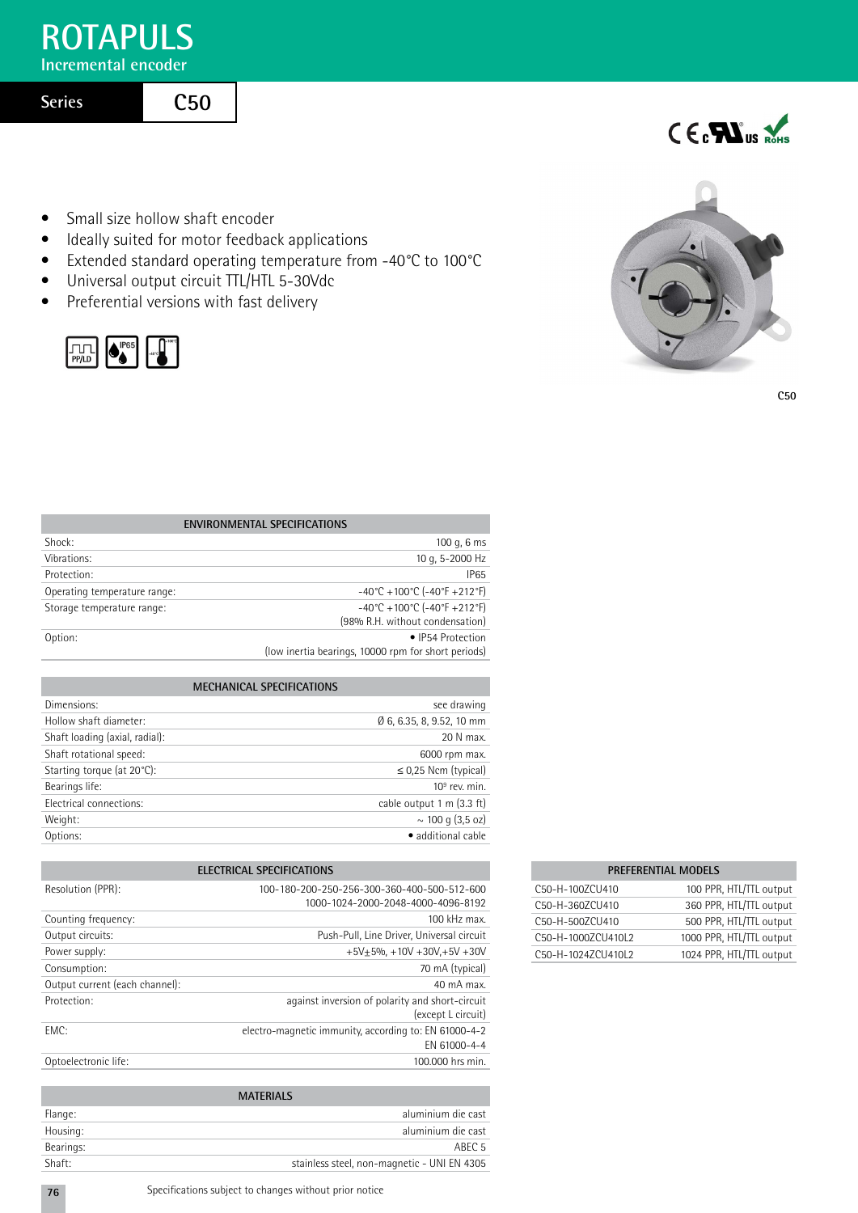# ROTAPULS

Incremental encoder

## Series C50

- Small size hollow shaft encoder
- Ideally suited for motor feedback applications
- Extended standard operating temperature from -40°C to 100°C
- Universal output circuit TTL/HTL 5-30Vdc
- Preferential versions with fast delivery

C50

| ENVIRONMENTAL SPECIFICATIONS | |
|---|---|
| Shock: | 100 g, 6 ms |
| Vibrations: | 10 g, 5-2000 Hz |
| Protection: | IP65 |
| Operating temperature range: | -40°C +100°C (-40°F +212°F) |
| Storage temperature range: | -40°C +100°C (-40°F +212°F) (98% R.H. without condensation) |
| Option: | • IP54 Protection (low inertia bearings, 10000 rpm for short periods) |

| MECHANICAL SPECIFICATIONS | |
|---|---|
| Dimensions: | see drawing |
| Hollow shaft diameter: | Ø 6, 6.35, 8, 9.52, 10 mm |
| Shaft loading (axial, radial): | 20 N max. |
| Shaft rotational speed: | 6000 rpm max. |
| Starting torque (at 20°C): | ≤ 0,25 Ncm (typical) |
| Bearings life: | $10^9$ rev. min. |
| Electrical connections: | cable output 1 m (3.3 ft) |
| Weight: | ~ 100 g (3,5 oz) |
| Options: | • additional cable |

| ELECTRICAL SPECIFICATIONS | |
|---|---|
| Resolution (PPR): | 100-180-200-250-256-300-360-400-500-512-600 1000-1024-2000-2048-4000-4096-8192 |
| Counting frequency: | 100 kHz max. |
| Output circuits: | Push-Pull, Line Driver, Universal circuit |
| Power supply: | +5V±5%, +10V +30V,+5V +30V |
| Consumption: | 70 mA (typical) |
| Output current (each channel): | 40 mA max. |
| Protection: | against inversion of polarity and short-circuit (except L circuit) |
| EMC: | electro-magnetic immunity, according to: EN 61000-4-2 EN 61000-4-4 |
| Optoelectronic life: | 100.000 hrs min. |

| MATERIALS | |
|---|---|
| Flange: | aluminium die cast |
| Housing: | aluminium die cast |
| Bearings: | ABEC 5 |
| Shaft: | stainless steel, non-magnetic - UNI EN 4305 |

| PREFERENTIAL MODELS | |
|---|---|
| C50-H-100ZCU410 | 100 PPR, HTL/TTL output |
| C50-H-360ZCU410 | 360 PPR, HTL/TTL output |
| C50-H-500ZCU410 | 500 PPR, HTL/TTL output |
| C50-H-1000ZCU410L2 | 1000 PPR, HTL/TTL output |
| C50-H-1024ZCU410L2 | 1024 PPR, HTL/TTL output |

Specifications subject to changes without prior notice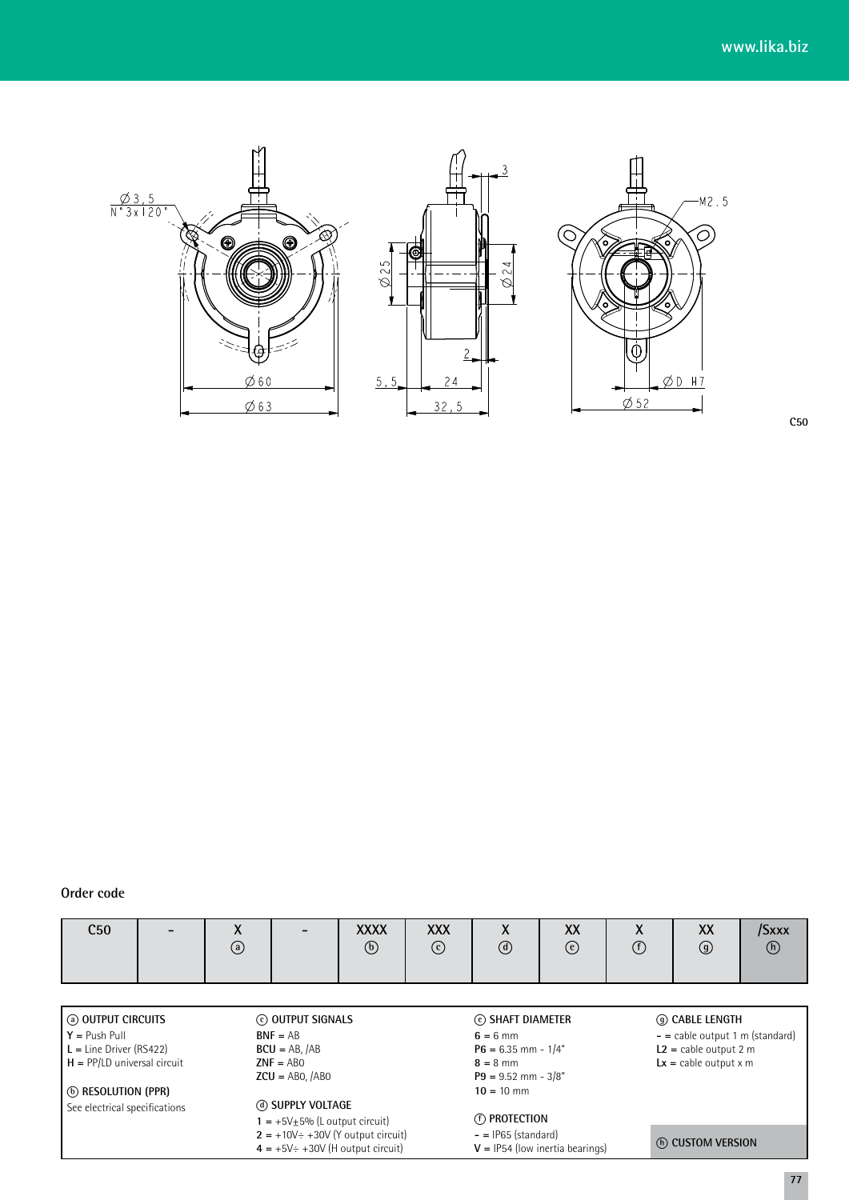C50

## Order code

| C50 | - | X (a) | - | XXXX (b) | XXX (c) | X (d) | XX (e) | X (f) | XX (g) | /Sxxx (h) |
|---|---|---|---|---|---|---|---|---|---|---|

**(a) OUTPUT CIRCUITS**
**Y** = Push Pull
**L** = Line Driver (RS422)
**H** = PP/LD universal circuit

**(b) RESOLUTION (PPR)**
See electrical specifications

**(c) OUTPUT SIGNALS**
**BNF** = AB
**BCU** = AB, /AB
**ZNF** = AB0
**ZCU** = AB0, /AB0

**(d) SUPPLY VOLTAGE**
**1** = +5V±5% (L output circuit)
**2** = +10V÷ +30V (Y output circuit)
**4** = +5V÷ +30V (H output circuit)

**(e) SHAFT DIAMETER**
**6** = 6 mm
**P6** = 6.35 mm - 1/4"
**8** = 8 mm
**P9** = 9.52 mm - 3/8"
**10** = 10 mm

**(f) PROTECTION**
**-** = IP65 (standard)
**V** = IP54 (low inertia bearings)

**(g) CABLE LENGTH**
**-** = cable output 1 m (standard)
**L2** = cable output 2 m
**Lx** = cable output x m

**(h) CUSTOM VERSION**